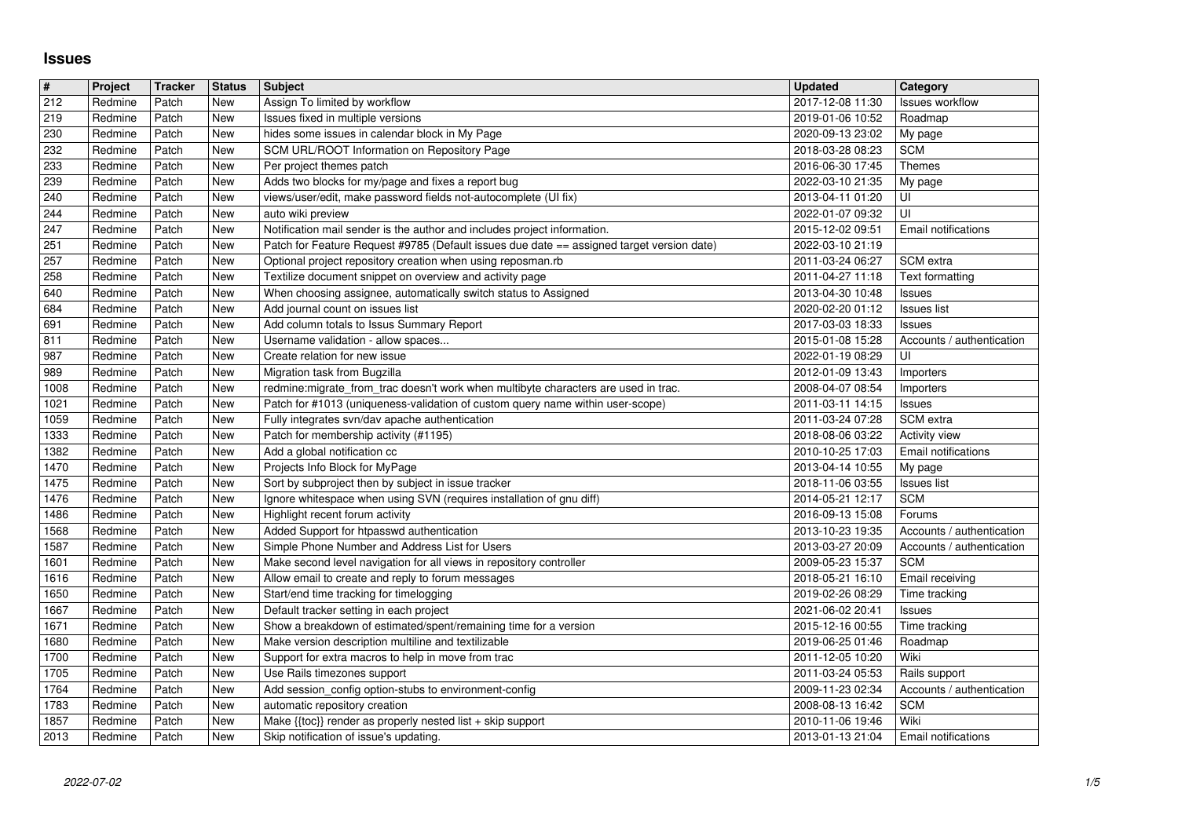# Issues

| # | Project | Tracker | Status | Subject | Updated | Category |
|---|---|---|---|---|---|---|
| 212 | Redmine | Patch | New | Assign To limited by workflow | 2017-12-08 11:30 | Issues workflow |
| 219 | Redmine | Patch | New | Issues fixed in multiple versions | 2019-01-06 10:52 | Roadmap |
| 230 | Redmine | Patch | New | hides some issues in calendar block in My Page | 2020-09-13 23:02 | My page |
| 232 | Redmine | Patch | New | SCM URL/ROOT Information on Repository Page | 2018-03-28 08:23 | SCM |
| 233 | Redmine | Patch | New | Per project themes patch | 2016-06-30 17:45 | Themes |
| 239 | Redmine | Patch | New | Adds two blocks for my/page and fixes a report bug | 2022-03-10 21:35 | My page |
| 240 | Redmine | Patch | New | views/user/edit, make password fields not-autocomplete (UI fix) | 2013-04-11 01:20 | UI |
| 244 | Redmine | Patch | New | auto wiki preview | 2022-01-07 09:32 | UI |
| 247 | Redmine | Patch | New | Notification mail sender is the author and includes project information. | 2015-12-02 09:51 | Email notifications |
| 251 | Redmine | Patch | New | Patch for Feature Request #9785 (Default issues due date == assigned target version date) | 2022-03-10 21:19 | |
| 257 | Redmine | Patch | New | Optional project repository creation when using reposman.rb | 2011-03-24 06:27 | SCM extra |
| 258 | Redmine | Patch | New | Textilize document snippet on overview and activity page | 2011-04-27 11:18 | Text formatting |
| 640 | Redmine | Patch | New | When choosing assignee, automatically switch status to Assigned | 2013-04-30 10:48 | Issues |
| 684 | Redmine | Patch | New | Add journal count on issues list | 2020-02-20 01:12 | Issues list |
| 691 | Redmine | Patch | New | Add column totals to Issus Summary Report | 2017-03-03 18:33 | Issues |
| 811 | Redmine | Patch | New | Username validation - allow spaces... | 2015-01-08 15:28 | Accounts / authentication |
| 987 | Redmine | Patch | New | Create relation for new issue | 2022-01-19 08:29 | UI |
| 989 | Redmine | Patch | New | Migration task from Bugzilla | 2012-01-09 13:43 | Importers |
| 1008 | Redmine | Patch | New | redmine:migrate_from_trac doesn't work when multibyte characters are used in trac. | 2008-04-07 08:54 | Importers |
| 1021 | Redmine | Patch | New | Patch for #1013 (uniqueness-validation of custom query name within user-scope) | 2011-03-11 14:15 | Issues |
| 1059 | Redmine | Patch | New | Fully integrates svn/dav apache authentication | 2011-03-24 07:28 | SCM extra |
| 1333 | Redmine | Patch | New | Patch for membership activity (#1195) | 2018-08-06 03:22 | Activity view |
| 1382 | Redmine | Patch | New | Add a global notification cc | 2010-10-25 17:03 | Email notifications |
| 1470 | Redmine | Patch | New | Projects Info Block for MyPage | 2013-04-14 10:55 | My page |
| 1475 | Redmine | Patch | New | Sort by subproject then by subject in issue tracker | 2018-11-06 03:55 | Issues list |
| 1476 | Redmine | Patch | New | Ignore whitespace when using SVN (requires installation of gnu diff) | 2014-05-21 12:17 | SCM |
| 1486 | Redmine | Patch | New | Highlight recent forum activity | 2016-09-13 15:08 | Forums |
| 1568 | Redmine | Patch | New | Added Support for htpasswd authentication | 2013-10-23 19:35 | Accounts / authentication |
| 1587 | Redmine | Patch | New | Simple Phone Number and Address List for Users | 2013-03-27 20:09 | Accounts / authentication |
| 1601 | Redmine | Patch | New | Make second level navigation for all views in repository controller | 2009-05-23 15:37 | SCM |
| 1616 | Redmine | Patch | New | Allow email to create and reply to forum messages | 2018-05-21 16:10 | Email receiving |
| 1650 | Redmine | Patch | New | Start/end time tracking for timelogging | 2019-02-26 08:29 | Time tracking |
| 1667 | Redmine | Patch | New | Default tracker setting in each project | 2021-06-02 20:41 | Issues |
| 1671 | Redmine | Patch | New | Show a breakdown of estimated/spent/remaining time for a version | 2015-12-16 00:55 | Time tracking |
| 1680 | Redmine | Patch | New | Make version description multiline and textilizable | 2019-06-25 01:46 | Roadmap |
| 1700 | Redmine | Patch | New | Support for extra macros to help in move from trac | 2011-12-05 10:20 | Wiki |
| 1705 | Redmine | Patch | New | Use Rails timezones support | 2011-03-24 05:53 | Rails support |
| 1764 | Redmine | Patch | New | Add session_config option-stubs to environment-config | 2009-11-23 02:34 | Accounts / authentication |
| 1783 | Redmine | Patch | New | automatic repository creation | 2008-08-13 16:42 | SCM |
| 1857 | Redmine | Patch | New | Make {{toc}} render as properly nested list + skip support | 2010-11-06 19:46 | Wiki |
| 2013 | Redmine | Patch | New | Skip notification of issue's updating. | 2013-01-13 21:04 | Email notifications |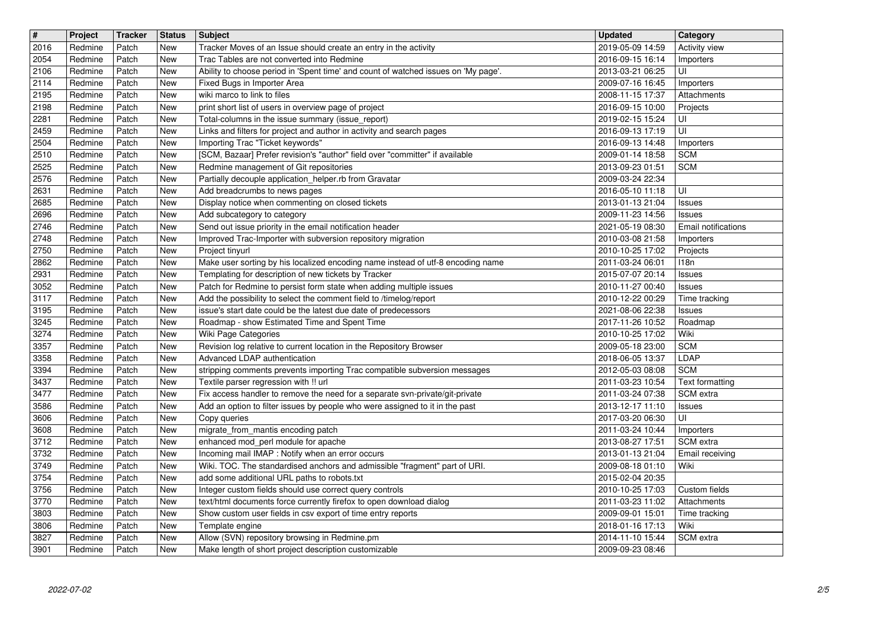| # | Project | Tracker | Status | Subject | Updated | Category |
| --- | --- | --- | --- | --- | --- | --- |
| 2016 | Redmine | Patch | New | Tracker Moves of an Issue should create an entry in the activity | 2019-05-09 14:59 | Activity view |
| 2054 | Redmine | Patch | New | Trac Tables are not converted into Redmine | 2016-09-15 16:14 | Importers |
| 2106 | Redmine | Patch | New | Ability to choose period in 'Spent time' and count of watched issues on 'My page'. | 2013-03-21 06:25 | UI |
| 2114 | Redmine | Patch | New | Fixed Bugs in Importer Area | 2009-07-16 16:45 | Importers |
| 2195 | Redmine | Patch | New | wiki marco to link to files | 2008-11-15 17:37 | Attachments |
| 2198 | Redmine | Patch | New | print short list of users in overview page of project | 2016-09-15 10:00 | Projects |
| 2281 | Redmine | Patch | New | Total-columns in the issue summary (issue_report) | 2019-02-15 15:24 | UI |
| 2459 | Redmine | Patch | New | Links and filters for project and author in activity and search pages | 2016-09-13 17:19 | UI |
| 2504 | Redmine | Patch | New | Importing Trac "Ticket keywords" | 2016-09-13 14:48 | Importers |
| 2510 | Redmine | Patch | New | [SCM, Bazaar] Prefer revision's "author" field over "committer" if available | 2009-01-14 18:58 | SCM |
| 2525 | Redmine | Patch | New | Redmine management of Git repositories | 2013-09-23 01:51 | SCM |
| 2576 | Redmine | Patch | New | Partially decouple application_helper.rb from Gravatar | 2009-03-24 22:34 | |
| 2631 | Redmine | Patch | New | Add breadcrumbs to news pages | 2016-05-10 11:18 | UI |
| 2685 | Redmine | Patch | New | Display notice when commenting on closed tickets | 2013-01-13 21:04 | Issues |
| 2696 | Redmine | Patch | New | Add subcategory to category | 2009-11-23 14:56 | Issues |
| 2746 | Redmine | Patch | New | Send out issue priority in the email notification header | 2021-05-19 08:30 | Email notifications |
| 2748 | Redmine | Patch | New | Improved Trac-Importer with subversion repository migration | 2010-03-08 21:58 | Importers |
| 2750 | Redmine | Patch | New | Project tinyurl | 2010-10-25 17:02 | Projects |
| 2862 | Redmine | Patch | New | Make user sorting by his localized encoding name instead of utf-8 encoding name | 2011-03-24 06:01 | I18n |
| 2931 | Redmine | Patch | New | Templating for description of new tickets by Tracker | 2015-07-07 20:14 | Issues |
| 3052 | Redmine | Patch | New | Patch for Redmine to persist form state when adding multiple issues | 2010-11-27 00:40 | Issues |
| 3117 | Redmine | Patch | New | Add the possibility to select the comment field to /timelog/report | 2010-12-22 00:29 | Time tracking |
| 3195 | Redmine | Patch | New | issue's start date could be the latest due date of predecessors | 2021-08-06 22:38 | Issues |
| 3245 | Redmine | Patch | New | Roadmap - show Estimated Time and Spent Time | 2017-11-26 10:52 | Roadmap |
| 3274 | Redmine | Patch | New | Wiki Page Categories | 2010-10-25 17:02 | Wiki |
| 3357 | Redmine | Patch | New | Revision log relative to current location in the Repository Browser | 2009-05-18 23:00 | SCM |
| 3358 | Redmine | Patch | New | Advanced LDAP authentication | 2018-06-05 13:37 | LDAP |
| 3394 | Redmine | Patch | New | stripping comments prevents importing Trac compatible subversion messages | 2012-05-03 08:08 | SCM |
| 3437 | Redmine | Patch | New | Textile parser regression with !! url | 2011-03-23 10:54 | Text formatting |
| 3477 | Redmine | Patch | New | Fix access handler to remove the need for a separate svn-private/git-private | 2011-03-24 07:38 | SCM extra |
| 3586 | Redmine | Patch | New | Add an option to filter issues by people who were assigned to it in the past | 2013-12-17 11:10 | Issues |
| 3606 | Redmine | Patch | New | Copy queries | 2017-03-20 06:30 | UI |
| 3608 | Redmine | Patch | New | migrate_from_mantis encoding patch | 2011-03-24 10:44 | Importers |
| 3712 | Redmine | Patch | New | enhanced mod_perl module for apache | 2013-08-27 17:51 | SCM extra |
| 3732 | Redmine | Patch | New | Incoming mail IMAP : Notify when an error occurs | 2013-01-13 21:04 | Email receiving |
| 3749 | Redmine | Patch | New | Wiki. TOC. The standardised anchors and admissible "fragment" part of URI. | 2009-08-18 01:10 | Wiki |
| 3754 | Redmine | Patch | New | add some additional URL paths to robots.txt | 2015-02-04 20:35 | |
| 3756 | Redmine | Patch | New | Integer custom fields should use correct query controls | 2010-10-25 17:03 | Custom fields |
| 3770 | Redmine | Patch | New | text/html documents force currently firefox to open download dialog | 2011-03-23 11:02 | Attachments |
| 3803 | Redmine | Patch | New | Show custom user fields in csv export of time entry reports | 2009-09-01 15:01 | Time tracking |
| 3806 | Redmine | Patch | New | Template engine | 2018-01-16 17:13 | Wiki |
| 3827 | Redmine | Patch | New | Allow (SVN) repository browsing in Redmine.pm | 2014-11-10 15:44 | SCM extra |
| 3901 | Redmine | Patch | New | Make length of short project description customizable | 2009-09-23 08:46 | |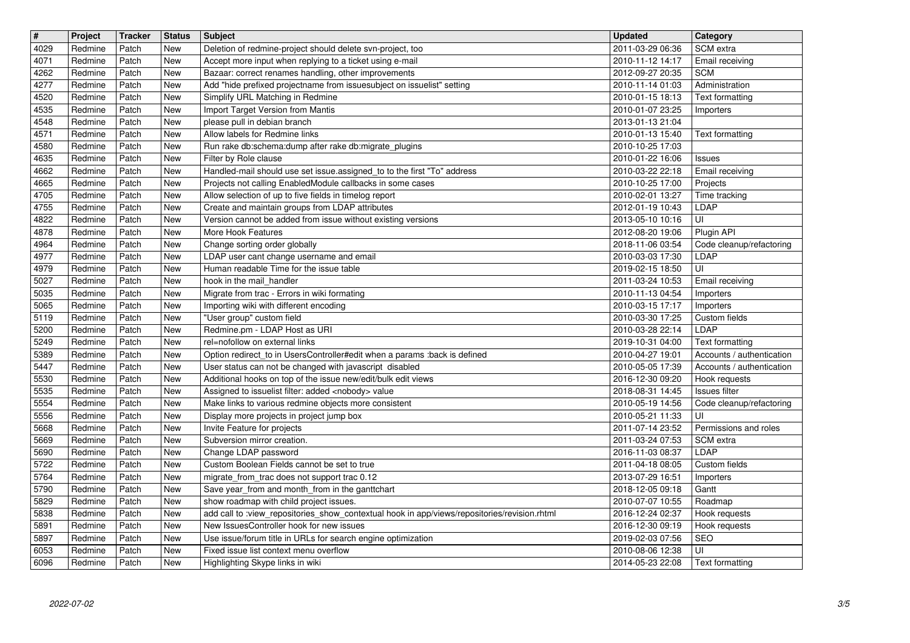| # | Project | Tracker | Status | Subject | Updated | Category |
| --- | --- | --- | --- | --- | --- | --- |
| 4029 | Redmine | Patch | New | Deletion of redmine-project should delete svn-project, too | 2011-03-29 06:36 | SCM extra |
| 4071 | Redmine | Patch | New | Accept more input when replying to a ticket using e-mail | 2010-11-12 14:17 | Email receiving |
| 4262 | Redmine | Patch | New | Bazaar: correct renames handling, other improvements | 2012-09-27 20:35 | SCM |
| 4277 | Redmine | Patch | New | Add "hide prefixed projectname from issuesubject on issuelist" setting | 2010-11-14 01:03 | Administration |
| 4520 | Redmine | Patch | New | Simplify URL Matching in Redmine | 2010-01-15 18:13 | Text formatting |
| 4535 | Redmine | Patch | New | Import Target Version from Mantis | 2010-01-07 23:25 | Importers |
| 4548 | Redmine | Patch | New | please pull in debian branch | 2013-01-13 21:04 | |
| 4571 | Redmine | Patch | New | Allow labels for Redmine links | 2010-01-13 15:40 | Text formatting |
| 4580 | Redmine | Patch | New | Run rake db:schema:dump after rake db:migrate_plugins | 2010-10-25 17:03 | |
| 4635 | Redmine | Patch | New | Filter by Role clause | 2010-01-22 16:06 | Issues |
| 4662 | Redmine | Patch | New | Handled-mail should use set issue.assigned_to to the first "To" address | 2010-03-22 22:18 | Email receiving |
| 4665 | Redmine | Patch | New | Projects not calling EnabledModule callbacks in some cases | 2010-10-25 17:00 | Projects |
| 4705 | Redmine | Patch | New | Allow selection of up to five fields in timelog report | 2010-02-01 13:27 | Time tracking |
| 4755 | Redmine | Patch | New | Create and maintain groups from LDAP attributes | 2012-01-19 10:43 | LDAP |
| 4822 | Redmine | Patch | New | Version cannot be added from issue without existing versions | 2013-05-10 10:16 | UI |
| 4878 | Redmine | Patch | New | More Hook Features | 2012-08-20 19:06 | Plugin API |
| 4964 | Redmine | Patch | New | Change sorting order globally | 2018-11-06 03:54 | Code cleanup/refactoring |
| 4977 | Redmine | Patch | New | LDAP user cant change username and email | 2010-03-03 17:30 | LDAP |
| 4979 | Redmine | Patch | New | Human readable Time for the issue table | 2019-02-15 18:50 | UI |
| 5027 | Redmine | Patch | New | hook in the mail_handler | 2011-03-24 10:53 | Email receiving |
| 5035 | Redmine | Patch | New | Migrate from trac - Errors in wiki formating | 2010-11-13 04:54 | Importers |
| 5065 | Redmine | Patch | New | Importing wiki with different encoding | 2010-03-15 17:17 | Importers |
| 5119 | Redmine | Patch | New | "User group" custom field | 2010-03-30 17:25 | Custom fields |
| 5200 | Redmine | Patch | New | Redmine.pm - LDAP Host as URI | 2010-03-28 22:14 | LDAP |
| 5249 | Redmine | Patch | New | rel=nofollow on external links | 2019-10-31 04:00 | Text formatting |
| 5389 | Redmine | Patch | New | Option redirect_to in UsersController#edit when a params :back is defined | 2010-04-27 19:01 | Accounts / authentication |
| 5447 | Redmine | Patch | New | User status can not be changed with javascript disabled | 2010-05-05 17:39 | Accounts / authentication |
| 5530 | Redmine | Patch | New | Additional hooks on top of the issue new/edit/bulk edit views | 2016-12-30 09:20 | Hook requests |
| 5535 | Redmine | Patch | New | Assigned to issuelist filter: added <nobody> value | 2018-08-31 14:45 | Issues filter |
| 5554 | Redmine | Patch | New | Make links to various redmine objects more consistent | 2010-05-19 14:56 | Code cleanup/refactoring |
| 5556 | Redmine | Patch | New | Display more projects in project jump box | 2010-05-21 11:33 | UI |
| 5668 | Redmine | Patch | New | Invite Feature for projects | 2011-07-14 23:52 | Permissions and roles |
| 5669 | Redmine | Patch | New | Subversion mirror creation. | 2011-03-24 07:53 | SCM extra |
| 5690 | Redmine | Patch | New | Change LDAP password | 2016-11-03 08:37 | LDAP |
| 5722 | Redmine | Patch | New | Custom Boolean Fields cannot be set to true | 2011-04-18 08:05 | Custom fields |
| 5764 | Redmine | Patch | New | migrate_from_trac does not support trac 0.12 | 2013-07-29 16:51 | Importers |
| 5790 | Redmine | Patch | New | Save year_from and month_from in the ganttchart | 2018-12-05 09:18 | Gantt |
| 5829 | Redmine | Patch | New | show roadmap with child project issues. | 2010-07-07 10:55 | Roadmap |
| 5838 | Redmine | Patch | New | add call to :view_repositories_show_contextual hook in app/views/repositories/revision.rhtml | 2016-12-24 02:37 | Hook requests |
| 5891 | Redmine | Patch | New | New IssuesController hook for new issues | 2016-12-30 09:19 | Hook requests |
| 5897 | Redmine | Patch | New | Use issue/forum title in URLs for search engine optimization | 2019-02-03 07:56 | SEO |
| 6053 | Redmine | Patch | New | Fixed issue list context menu overflow | 2010-08-06 12:38 | UI |
| 6096 | Redmine | Patch | New | Highlighting Skype links in wiki | 2014-05-23 22:08 | Text formatting |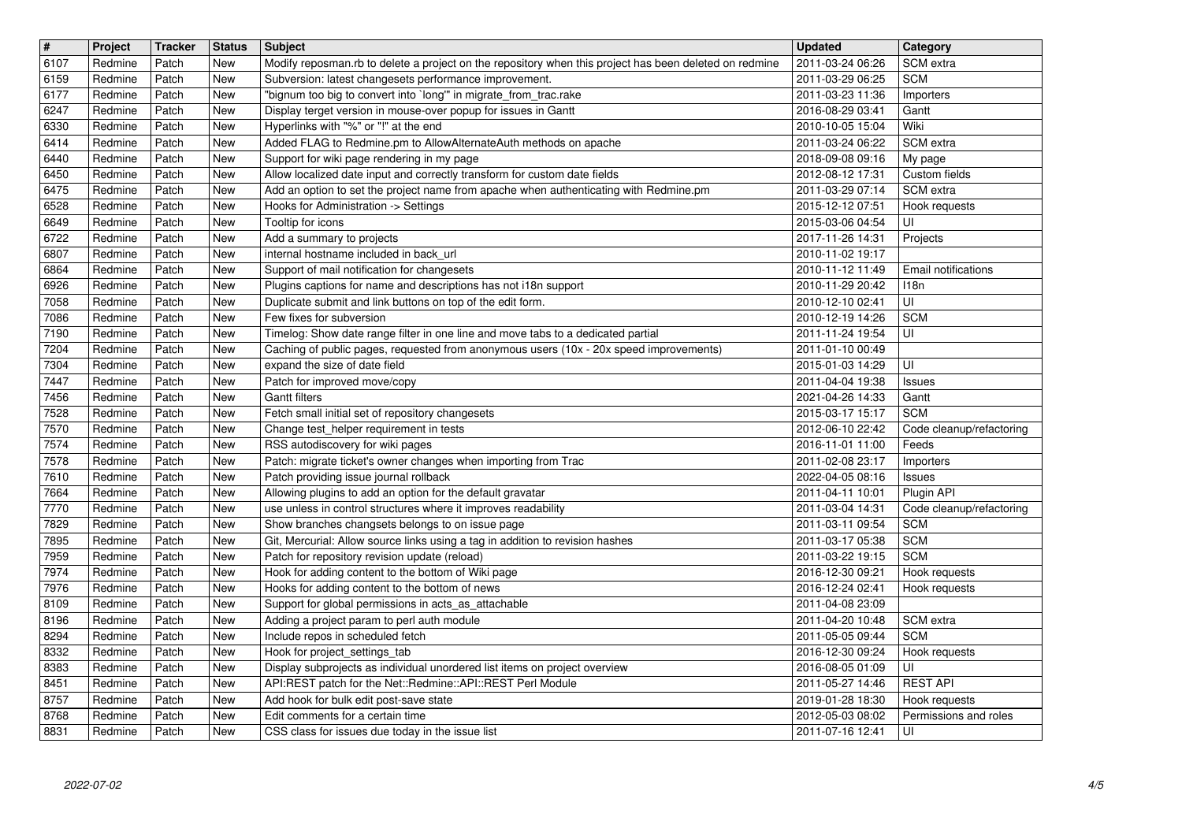| # | Project | Tracker | Status | Subject | Updated | Category |
|---|---|---|---|---|---|---|
| 6107 | Redmine | Patch | New | Modify reposman.rb to delete a project on the repository when this project has been deleted on redmine | 2011-03-24 06:26 | SCM extra |
| 6159 | Redmine | Patch | New | Subversion: latest changesets performance improvement. | 2011-03-29 06:25 | SCM |
| 6177 | Redmine | Patch | New | "bignum too big to convert into `long'" in migrate_from_trac.rake | 2011-03-23 11:36 | Importers |
| 6247 | Redmine | Patch | New | Display terget version in mouse-over popup for issues in Gantt | 2016-08-29 03:41 | Gantt |
| 6330 | Redmine | Patch | New | Hyperlinks with "%" or "!" at the end | 2010-10-05 15:04 | Wiki |
| 6414 | Redmine | Patch | New | Added FLAG to Redmine.pm to AllowAlternateAuth methods on apache | 2011-03-24 06:22 | SCM extra |
| 6440 | Redmine | Patch | New | Support for wiki page rendering in my page | 2018-09-08 09:16 | My page |
| 6450 | Redmine | Patch | New | Allow localized date input and correctly transform for custom date fields | 2012-08-12 17:31 | Custom fields |
| 6475 | Redmine | Patch | New | Add an option to set the project name from apache when authenticating with Redmine.pm | 2011-03-29 07:14 | SCM extra |
| 6528 | Redmine | Patch | New | Hooks for Administration -> Settings | 2015-12-12 07:51 | Hook requests |
| 6649 | Redmine | Patch | New | Tooltip for icons | 2015-03-06 04:54 | UI |
| 6722 | Redmine | Patch | New | Add a summary to projects | 2017-11-26 14:31 | Projects |
| 6807 | Redmine | Patch | New | internal hostname included in back_url | 2010-11-02 19:17 | |
| 6864 | Redmine | Patch | New | Support of mail notification for changesets | 2010-11-12 11:49 | Email notifications |
| 6926 | Redmine | Patch | New | Plugins captions for name and descriptions has not i18n support | 2010-11-29 20:42 | I18n |
| 7058 | Redmine | Patch | New | Duplicate submit and link buttons on top of the edit form. | 2010-12-10 02:41 | UI |
| 7086 | Redmine | Patch | New | Few fixes for subversion | 2010-12-19 14:26 | SCM |
| 7190 | Redmine | Patch | New | Timelog: Show date range filter in one line and move tabs to a dedicated partial | 2011-11-24 19:54 | UI |
| 7204 | Redmine | Patch | New | Caching of public pages, requested from anonymous users (10x - 20x speed improvements) | 2011-01-10 00:49 | |
| 7304 | Redmine | Patch | New | expand the size of date field | 2015-01-03 14:29 | UI |
| 7447 | Redmine | Patch | New | Patch for improved move/copy | 2011-04-04 19:38 | Issues |
| 7456 | Redmine | Patch | New | Gantt filters | 2021-04-26 14:33 | Gantt |
| 7528 | Redmine | Patch | New | Fetch small initial set of repository changesets | 2015-03-17 15:17 | SCM |
| 7570 | Redmine | Patch | New | Change test_helper requirement in tests | 2012-06-10 22:42 | Code cleanup/refactoring |
| 7574 | Redmine | Patch | New | RSS autodiscovery for wiki pages | 2016-11-01 11:00 | Feeds |
| 7578 | Redmine | Patch | New | Patch: migrate ticket's owner changes when importing from Trac | 2011-02-08 23:17 | Importers |
| 7610 | Redmine | Patch | New | Patch providing issue journal rollback | 2022-04-05 08:16 | Issues |
| 7664 | Redmine | Patch | New | Allowing plugins to add an option for the default gravatar | 2011-04-11 10:01 | Plugin API |
| 7770 | Redmine | Patch | New | use unless in control structures where it improves readability | 2011-03-04 14:31 | Code cleanup/refactoring |
| 7829 | Redmine | Patch | New | Show branches changsets belongs to on issue page | 2011-03-11 09:54 | SCM |
| 7895 | Redmine | Patch | New | Git, Mercurial: Allow source links using a tag in addition to revision hashes | 2011-03-17 05:38 | SCM |
| 7959 | Redmine | Patch | New | Patch for repository revision update (reload) | 2011-03-22 19:15 | SCM |
| 7974 | Redmine | Patch | New | Hook for adding content to the bottom of Wiki page | 2016-12-30 09:21 | Hook requests |
| 7976 | Redmine | Patch | New | Hooks for adding content to the bottom of news | 2016-12-24 02:41 | Hook requests |
| 8109 | Redmine | Patch | New | Support for global permissions in acts_as_attachable | 2011-04-08 23:09 | |
| 8196 | Redmine | Patch | New | Adding a project param to perl auth module | 2011-04-20 10:48 | SCM extra |
| 8294 | Redmine | Patch | New | Include repos in scheduled fetch | 2011-05-05 09:44 | SCM |
| 8332 | Redmine | Patch | New | Hook for project_settings_tab | 2016-12-30 09:24 | Hook requests |
| 8383 | Redmine | Patch | New | Display subprojects as individual unordered list items on project overview | 2016-08-05 01:09 | UI |
| 8451 | Redmine | Patch | New | API:REST patch for the Net::Redmine::API::REST Perl Module | 2011-05-27 14:46 | REST API |
| 8757 | Redmine | Patch | New | Add hook for bulk edit post-save state | 2019-01-28 18:30 | Hook requests |
| 8768 | Redmine | Patch | New | Edit comments for a certain time | 2012-05-03 08:02 | Permissions and roles |
| 8831 | Redmine | Patch | New | CSS class for issues due today in the issue list | 2011-07-16 12:41 | UI |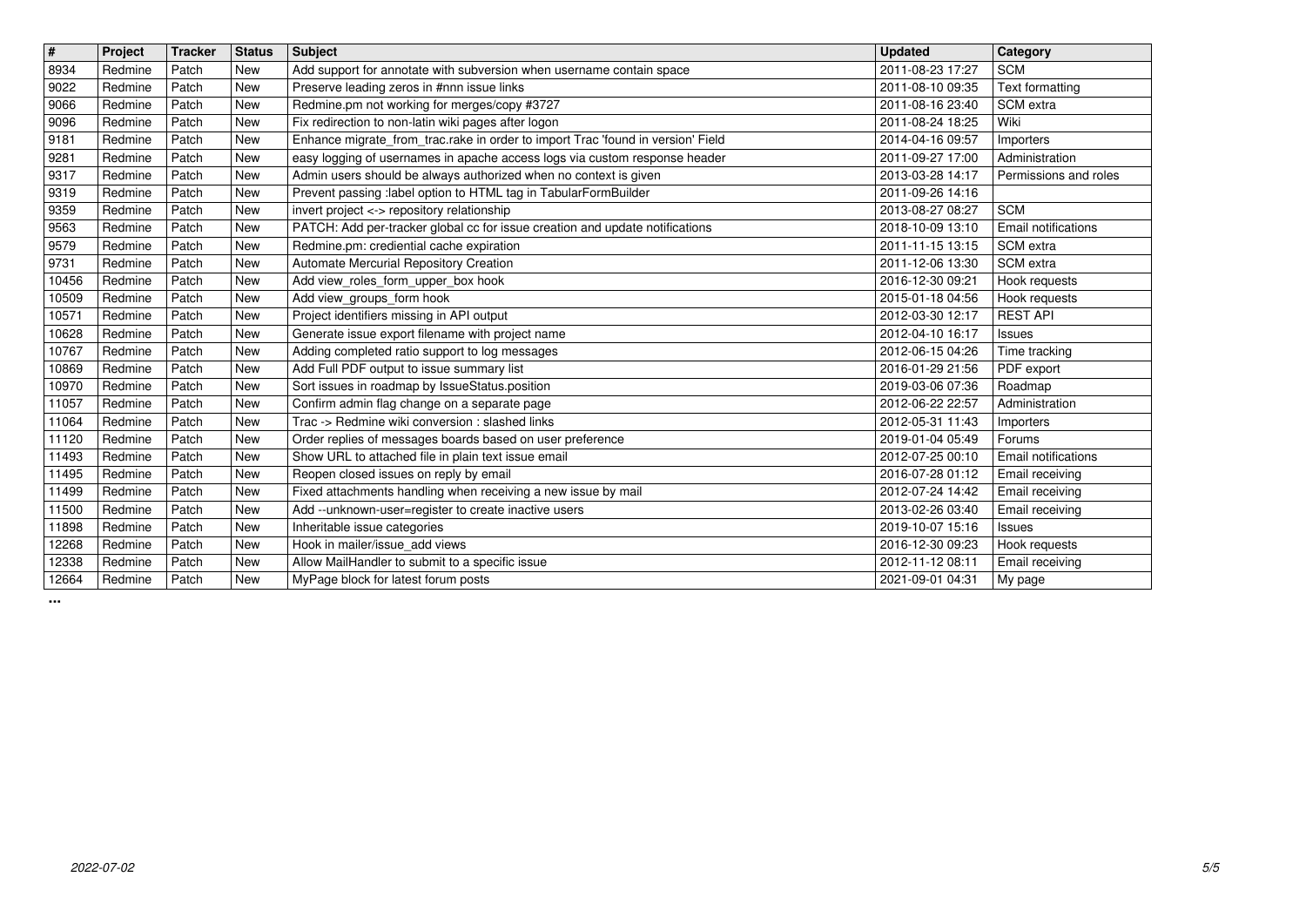| # | Project | Tracker | Status | Subject | Updated | Category |
|---|---|---|---|---|---|---|
| 8934 | Redmine | Patch | New | Add support for annotate with subversion when username contain space | 2011-08-23 17:27 | SCM |
| 9022 | Redmine | Patch | New | Preserve leading zeros in #nnn issue links | 2011-08-10 09:35 | Text formatting |
| 9066 | Redmine | Patch | New | Redmine.pm not working for merges/copy #3727 | 2011-08-16 23:40 | SCM extra |
| 9096 | Redmine | Patch | New | Fix redirection to non-latin wiki pages after logon | 2011-08-24 18:25 | Wiki |
| 9181 | Redmine | Patch | New | Enhance migrate_from_trac.rake in order to import Trac 'found in version' Field | 2014-04-16 09:57 | Importers |
| 9281 | Redmine | Patch | New | easy logging of usernames in apache access logs via custom response header | 2011-09-27 17:00 | Administration |
| 9317 | Redmine | Patch | New | Admin users should be always authorized when no context is given | 2013-03-28 14:17 | Permissions and roles |
| 9319 | Redmine | Patch | New | Prevent passing :label option to HTML tag in TabularFormBuilder | 2011-09-26 14:16 | |
| 9359 | Redmine | Patch | New | invert project <-> repository relationship | 2013-08-27 08:27 | SCM |
| 9563 | Redmine | Patch | New | PATCH: Add per-tracker global cc for issue creation and update notifications | 2018-10-09 13:10 | Email notifications |
| 9579 | Redmine | Patch | New | Redmine.pm: crediential cache expiration | 2011-11-15 13:15 | SCM extra |
| 9731 | Redmine | Patch | New | Automate Mercurial Repository Creation | 2011-12-06 13:30 | SCM extra |
| 10456 | Redmine | Patch | New | Add view_roles_form_upper_box hook | 2016-12-30 09:21 | Hook requests |
| 10509 | Redmine | Patch | New | Add view_groups_form hook | 2015-01-18 04:56 | Hook requests |
| 10571 | Redmine | Patch | New | Project identifiers missing in API output | 2012-03-30 12:17 | REST API |
| 10628 | Redmine | Patch | New | Generate issue export filename with project name | 2012-04-10 16:17 | Issues |
| 10767 | Redmine | Patch | New | Adding completed ratio support to log messages | 2012-06-15 04:26 | Time tracking |
| 10869 | Redmine | Patch | New | Add Full PDF output to issue summary list | 2016-01-29 21:56 | PDF export |
| 10970 | Redmine | Patch | New | Sort issues in roadmap by IssueStatus.position | 2019-03-06 07:36 | Roadmap |
| 11057 | Redmine | Patch | New | Confirm admin flag change on a separate page | 2012-06-22 22:57 | Administration |
| 11064 | Redmine | Patch | New | Trac -> Redmine wiki conversion : slashed links | 2012-05-31 11:43 | Importers |
| 11120 | Redmine | Patch | New | Order replies of messages boards based on user preference | 2019-01-04 05:49 | Forums |
| 11493 | Redmine | Patch | New | Show URL to attached file in plain text issue email | 2012-07-25 00:10 | Email notifications |
| 11495 | Redmine | Patch | New | Reopen closed issues on reply by email | 2016-07-28 01:12 | Email receiving |
| 11499 | Redmine | Patch | New | Fixed attachments handling when receiving a new issue by mail | 2012-07-24 14:42 | Email receiving |
| 11500 | Redmine | Patch | New | Add --unknown-user=register to create inactive users | 2013-02-26 03:40 | Email receiving |
| 11898 | Redmine | Patch | New | Inheritable issue categories | 2019-10-07 15:16 | Issues |
| 12268 | Redmine | Patch | New | Hook in mailer/issue_add views | 2016-12-30 09:23 | Hook requests |
| 12338 | Redmine | Patch | New | Allow MailHandler to submit to a specific issue | 2012-11-12 08:11 | Email receiving |
| 12664 | Redmine | Patch | New | MyPage block for latest forum posts | 2021-09-01 04:31 | My page |

...

2022-07-02